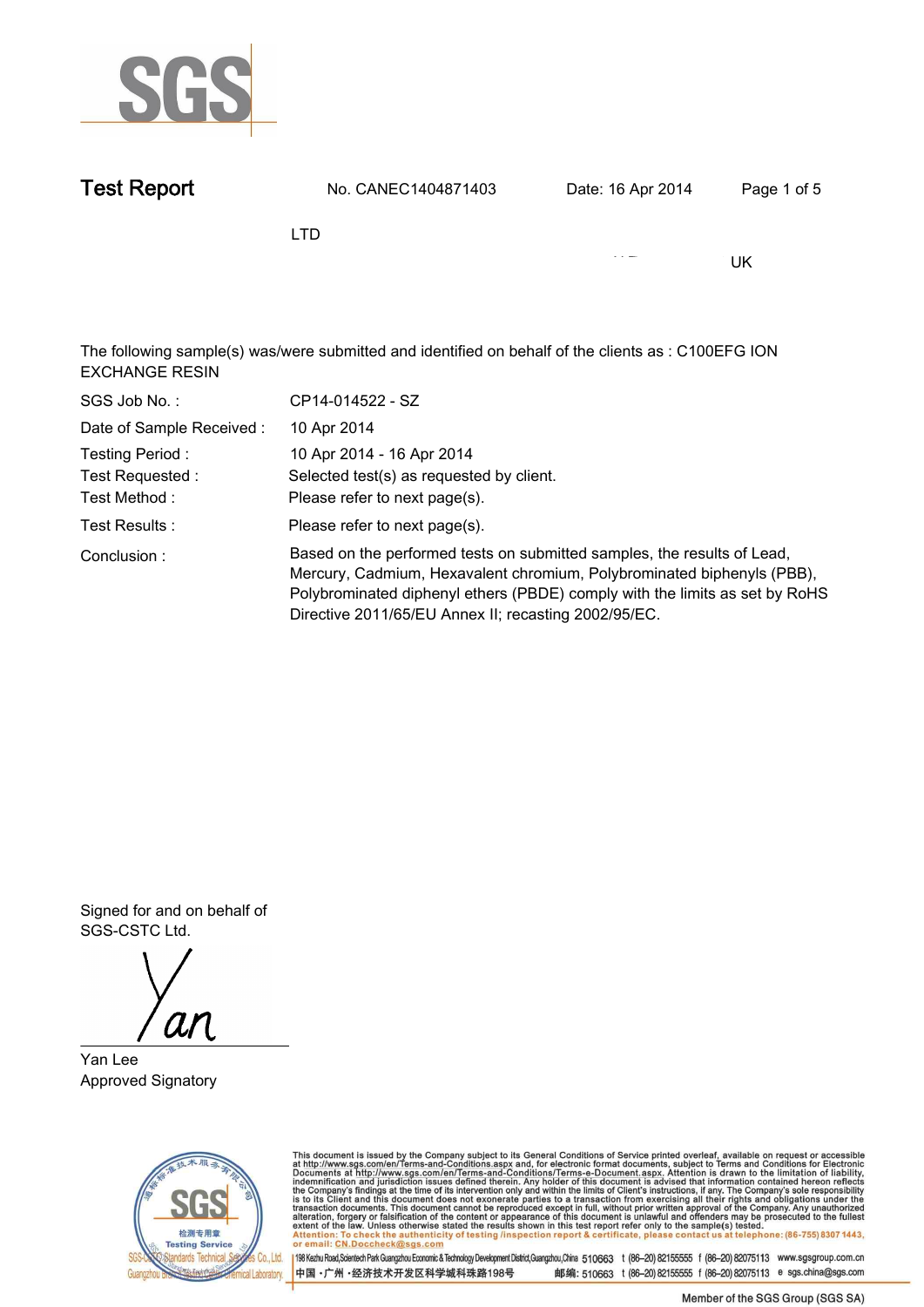SGS

# Test Report

No. CANEC1404871403 Date: 16 Apr 2014

LTD

UK

The following sample(s) was/were submitted and identified on behalf of the clients as : C100EFG ION EXCHANGE RESIN

| | |
|---|---|
| SGS Job No. : | CP14-014522 - SZ |
| Date of Sample Received : | 10 Apr 2014 |
| Testing Period : | 10 Apr 2014 - 16 Apr 2014 |
| Test Requested : | Selected test(s) as requested by client. |
| Test Method : | Please refer to next page(s). |
| Test Results : | Please refer to next page(s). |
| Conclusion : | Based on the performed tests on submitted samples, the results of Lead, Mercury, Cadmium, Hexavalent chromium, Polybrominated biphenyls (PBB), Polybrominated diphenyl ethers (PBDE) comply with the limits as set by RoHS Directive 2011/65/EU Annex II; recasting 2002/95/EC. |

Signed for and on behalf of
SGS-CSTC Ltd.

Yan Lee
Approved Signatory

This document is issued by the Company subject to its General Conditions of Service printed overleaf, available on request or accessible at http://www.sgs.com/en/Terms-and-Conditions.aspx and, for electronic format documents, subject to Terms and Conditions for Electronic Documents at http://www.sgs.com/en/Terms-and-Conditions/Terms-e-Document.aspx. Attention is drawn to the limitation of liability, indemnification and jurisdiction issues defined therein. Any holder of this document is advised that information contained hereon reflects the Company's findings at the time of its intervention only and within the limits of Client's instructions, if any. The Company's sole responsibility is to its Client and this document does not exonerate parties to a transaction from exercising all their rights and obligations under the transaction documents. This document cannot be reproduced except in full, without prior written approval of the Company. Any unauthorized alteration, forgery or falsification of the content or appearance of this document is unlawful and offenders may be prosecuted to the fullest extent of the law. Unless otherwise stated the results shown in this test report refer only to the sample(s) tested.
Attention: To check the authenticity of testing /inspection report & certificate, please contact us at telephone: (86-755) 8307 1443, or email: CN.Doccheck@sgs.com

SGS-CSTC Standards Technical Services Co., Ltd. Guangzhou Branch Testing Center Chemical Laboratory.

198 Kezhu Road,Scientech Park Guangzhou Economic & Technology Development District,Guangzhou,China 510663 t (86-20) 82155555 f (86-20) 82075113 www.sgsgroup.com.cn
中国・广州・经济技术开发区科学城科珠路198号 邮编: 510663 t (86-20) 82155555 f (86-20) 82075113 e sgs.china@sgs.com

Member of the SGS Group (SGS SA)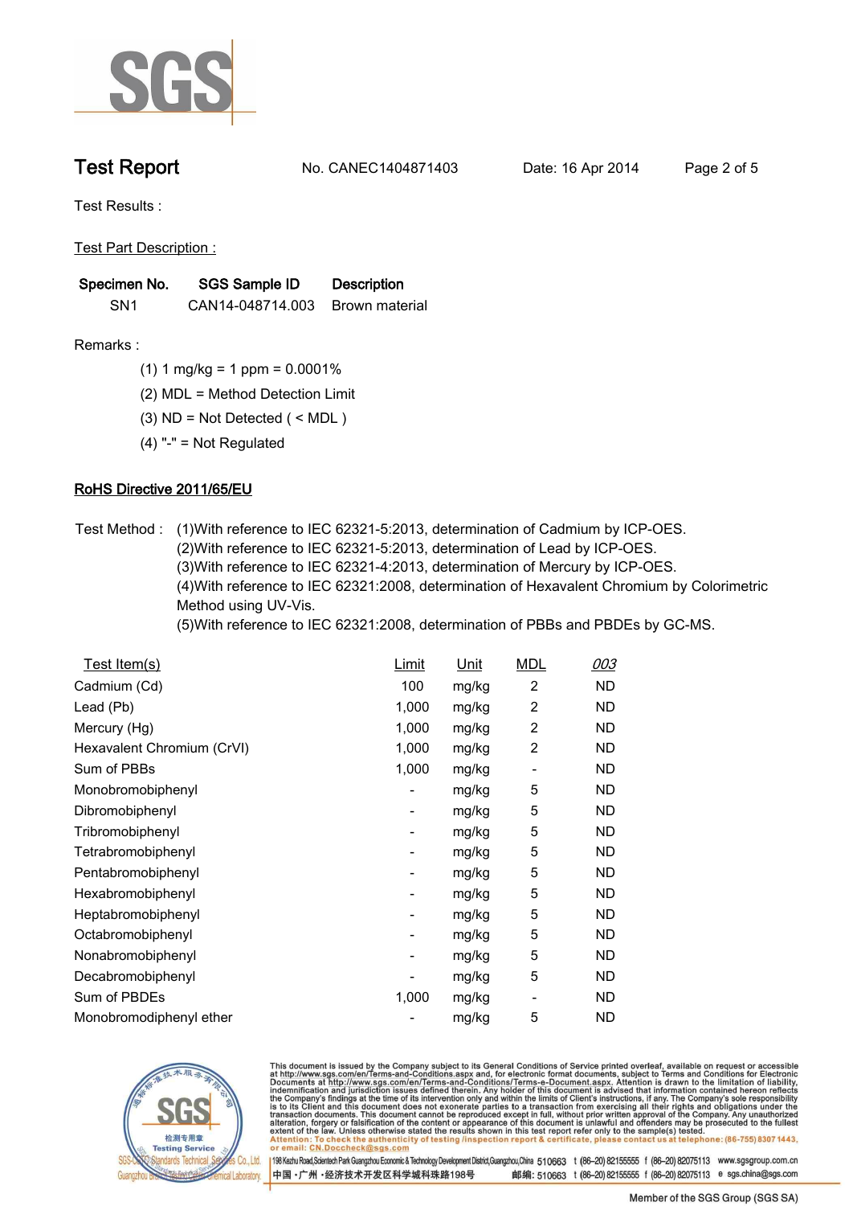# Test Report

No. CANEC1404871403 Date: 16 Apr 2014

Test Results :

Test Part Description :

| Specimen No. | SGS Sample ID | Description |
|---|---|---|
| SN1 | CAN14-048714.003 | Brown material |

Remarks :

(1) 1 mg/kg = 1 ppm = 0.0001%

(2) MDL = Method Detection Limit

(3) ND = Not Detected ( < MDL )

(4) "-" = Not Regulated

## RoHS Directive 2011/65/EU

Test Method : (1)With reference to IEC 62321-5:2013, determination of Cadmium by ICP-OES.
(2)With reference to IEC 62321-5:2013, determination of Lead by ICP-OES.
(3)With reference to IEC 62321-4:2013, determination of Mercury by ICP-OES.
(4)With reference to IEC 62321:2008, determination of Hexavalent Chromium by Colorimetric Method using UV-Vis.
(5)With reference to IEC 62321:2008, determination of PBBs and PBDEs by GC-MS.

| Test Item(s) | Limit | Unit | MDL | 003 |
|---|---|---|---|---|
| Cadmium (Cd) | 100 | mg/kg | 2 | ND |
| Lead (Pb) | 1,000 | mg/kg | 2 | ND |
| Mercury (Hg) | 1,000 | mg/kg | 2 | ND |
| Hexavalent Chromium (CrVI) | 1,000 | mg/kg | 2 | ND |
| Sum of PBBs | 1,000 | mg/kg | - | ND |
| Monobromobiphenyl | - | mg/kg | 5 | ND |
| Dibromobiphenyl | - | mg/kg | 5 | ND |
| Tribromobiphenyl | - | mg/kg | 5 | ND |
| Tetrabromobiphenyl | - | mg/kg | 5 | ND |
| Pentabromobiphenyl | - | mg/kg | 5 | ND |
| Hexabromobiphenyl | - | mg/kg | 5 | ND |
| Heptabromobiphenyl | - | mg/kg | 5 | ND |
| Octabromobiphenyl | - | mg/kg | 5 | ND |
| Nonabromobiphenyl | - | mg/kg | 5 | ND |
| Decabromobiphenyl | - | mg/kg | 5 | ND |
| Sum of PBDEs | 1,000 | mg/kg | - | ND |
| Monobromodiphenyl ether | - | mg/kg | 5 | ND |

This document is issued by the Company subject to its General Conditions of Service printed overleaf, available on request or accessible at http://www.sgs.com/en/Terms-and-Conditions.aspx and, for electronic format documents, subject to Terms and Conditions for Electronic Documents at http://www.sgs.com/en/Terms-and-Conditions/Terms-e-Document.aspx. Attention is drawn to the limitation of liability, indemnification and jurisdiction issues defined therein. Any holder of this document is advised that information contained hereon reflects the Company's findings at the time of its intervention only and within the limits of Client's instructions, if any. The Company's sole responsibility is to its Client and this document does not exonerate parties to a transaction from exercising all their rights and obligations under the transaction documents. This document cannot be reproduced except in full, without prior written approval of the Company. Any unauthorized alteration, forgery or falsification of the content or appearance of this document is unlawful and offenders may be prosecuted to the fullest extent of the law. Unless otherwise stated the results shown in this test report refer only to the sample(s) tested.
Attention: To check the authenticity of testing /inspection report & certificate, please contact us at telephone: (86-755) 8307 1443, or email: CN.Doccheck@sgs.com

198 Kezhu Road,Scientech Park Guangzhou Economic & Technology Development District,Guangzhou,China 510663 t (86–20) 82155555 f (86–20) 82075113 www.sgsgroup.com.cn
中国・广州・经济技术开发区科学城科珠路198号 邮编: 510663 t (86–20) 82155555 f (86–20) 82075113 e sgs.china@sgs.com

Member of the SGS Group (SGS SA)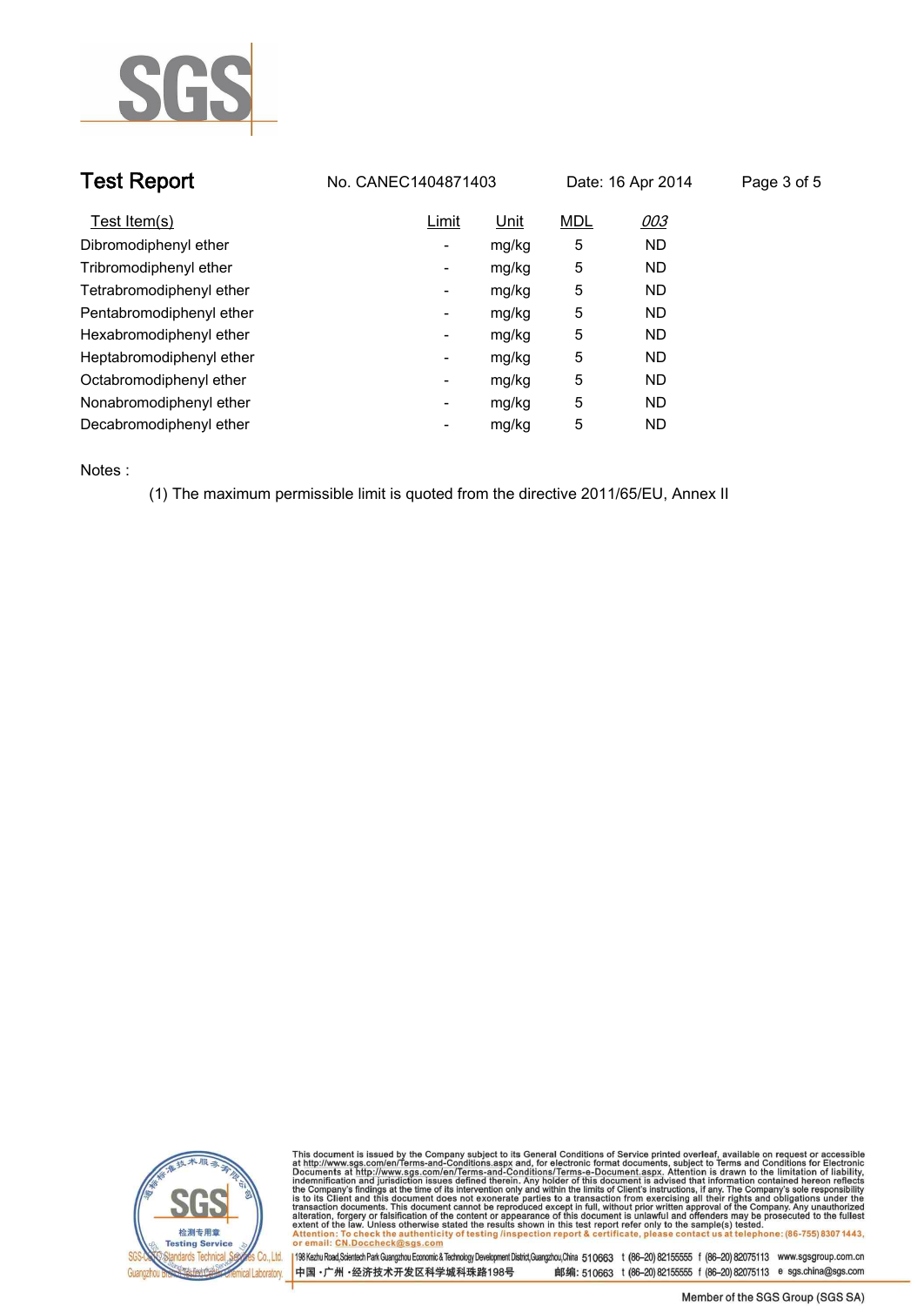**Test Report** No. CANEC1404871403 Date: 16 Apr 2014

| Test Item(s) | Limit | Unit | MDL | 003 |
| --- | --- | --- | --- | --- |
| Dibromodiphenyl ether | - | mg/kg | 5 | ND |
| Tribromodiphenyl ether | - | mg/kg | 5 | ND |
| Tetrabromodiphenyl ether | - | mg/kg | 5 | ND |
| Pentabromodiphenyl ether | - | mg/kg | 5 | ND |
| Hexabromodiphenyl ether | - | mg/kg | 5 | ND |
| Heptabromodiphenyl ether | - | mg/kg | 5 | ND |
| Octabromodiphenyl ether | - | mg/kg | 5 | ND |
| Nonabromodiphenyl ether | - | mg/kg | 5 | ND |
| Decabromodiphenyl ether | - | mg/kg | 5 | ND |

Notes :

(1) The maximum permissible limit is quoted from the directive 2011/65/EU, Annex II

This document is issued by the Company subject to its General Conditions of Service printed overleaf, available on request or accessible at http://www.sgs.com/en/Terms-and-Conditions.aspx and, for electronic format documents, subject to Terms and Conditions for Electronic Documents at http://www.sgs.com/en/Terms-and-Conditions/Terms-e-Document.aspx. Attention is drawn to the limitation of liability, indemnification and jurisdiction issues defined therein. Any holder of this document is advised that information contained hereon reflects the Company's findings at the time of its intervention only and within the limits of Client's instructions, if any. The Company's sole responsibility is to its Client and this document does not exonerate parties to a transaction from exercising all their rights and obligations under the transaction documents. This document cannot be reproduced except in full, without prior written approval of the Company. Any unauthorized alteration, forgery or falsification of the content or appearance of this document is unlawful and offenders may be prosecuted to the fullest extent of the law. Unless otherwise stated the results shown in this test report refer only to the sample(s) tested.

**Attention: To check the authenticity of testing /inspection report & certificate, please contact us at telephone: (86-755) 8307 1443, or email: CN.Doccheck@sgs.com**

198 Kezhu Road,Scientech Park Guangzhou Economic & Technology Development District,Guangzhou,China 510663 t (86–20) 82155555 f (86–20) 82075113 www.sgsgroup.com.cn

中国 · 广州 · 经济技术开发区科学城科珠路198号 邮编: 510663 t (86–20) 82155555 f (86–20) 82075113 e sgs.china@sgs.com

Member of the SGS Group (SGS SA)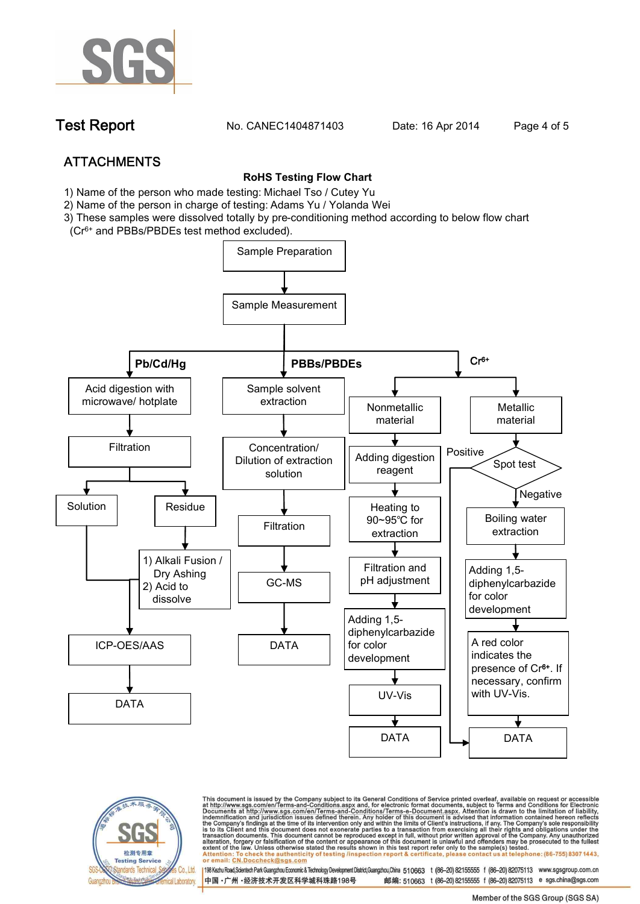## ATTACHMENTS

**RoHS Testing Flow Chart**

1) Name of the person who made testing: Michael Tso / Cutey Yu
2) Name of the person in charge of testing: Adams Yu / Yolanda Wei
3) These samples were dissolved totally by pre-conditioning method according to below flow chart ($Cr^{6+}$ and PBBs/PBDEs test method excluded).

Sample Preparation → Sample Measurement

**Pb/Cd/Hg**

Acid digestion with microwave/ hotplate → Filtration → Solution / Residue

- Residue → 1) Alkali Fusion / Dry Ashing 2) Acid to dissolve → ICP-OES/AAS
- Solution → ICP-OES/AAS

ICP-OES/AAS → DATA

**PBBs/PBDEs**

Sample solvent extraction → Concentration/ Dilution of extraction solution → Filtration → GC-MS → DATA

**$Cr^{6+}$**

Nonmetallic material → Adding digestion reagent → Heating to 90~95℃ for extraction → Filtration and pH adjustment → Adding 1,5-diphenylcarbazide for color development → UV-Vis → DATA

Metallic material → Spot test

- Positive → DATA
- Negative → Boiling water extraction → Adding 1,5-diphenylcarbazide for color development → A red color indicates the presence of $Cr^{6+}$. If necessary, confirm with UV-Vis. → DATA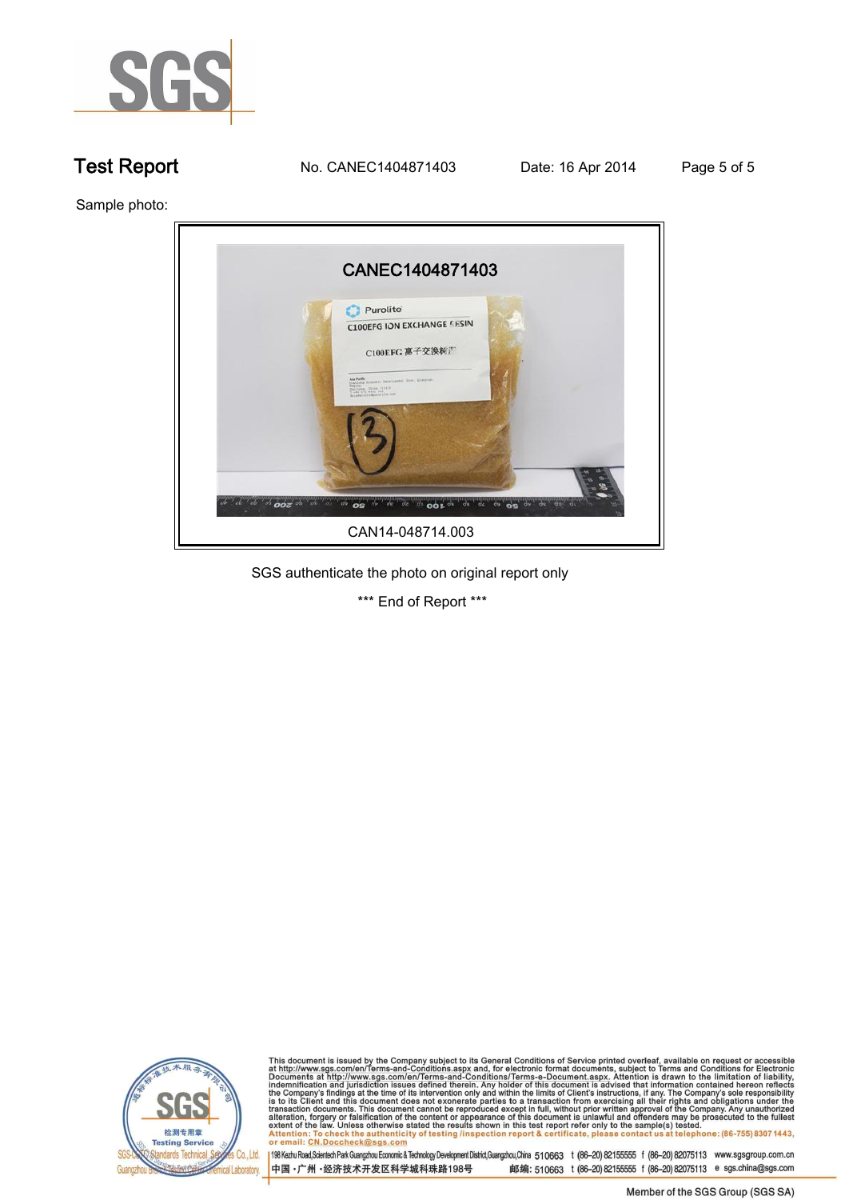**Test Report** No. CANEC1404871403 Date: 16 Apr 2014

Sample photo:

CANEC1404871403

CAN14-048714.003

SGS authenticate the photo on original report only

*** End of Report ***

This document is issued by the Company subject to its General Conditions of Service printed overleaf, available on request or accessible at http://www.sgs.com/en/Terms-and-Conditions.aspx and, for electronic format documents, subject to Terms and Conditions for Electronic Documents at http://www.sgs.com/en/Terms-and-Conditions/Terms-e-Document.aspx. Attention is drawn to the limitation of liability, indemnification and jurisdiction issues defined therein. Any holder of this document is advised that information contained hereon reflects the Company's findings at the time of its intervention only and within the limits of Client's instructions, if any. The Company's sole responsibility is to its Client and this document does not exonerate parties to a transaction from exercising all their rights and obligations under the transaction documents. This document cannot be reproduced except in full, without prior written approval of the Company. Any unauthorized alteration, forgery or falsification of the content or appearance of this document is unlawful and offenders may be prosecuted to the fullest extent of the law. Unless otherwise stated the results shown in this test report refer only to the sample(s) tested.
Attention: To check the authenticity of testing /inspection report & certificate, please contact us at telephone: (86-755) 8307 1443, or email: CN.Doccheck@sgs.com

198 Kezhu Road,Scientech Park Guangzhou Economic & Technology Development District,Guangzhou,China 510663 t (86–20) 82155555 f (86–20) 82075113 www.sgsgroup.com.cn
中国 ·广州 ·经济技术开发区科学城科珠路198号 邮编: 510663 t (86–20) 82155555 f (86–20) 82075113 e sgs.china@sgs.com

Member of the SGS Group (SGS SA)